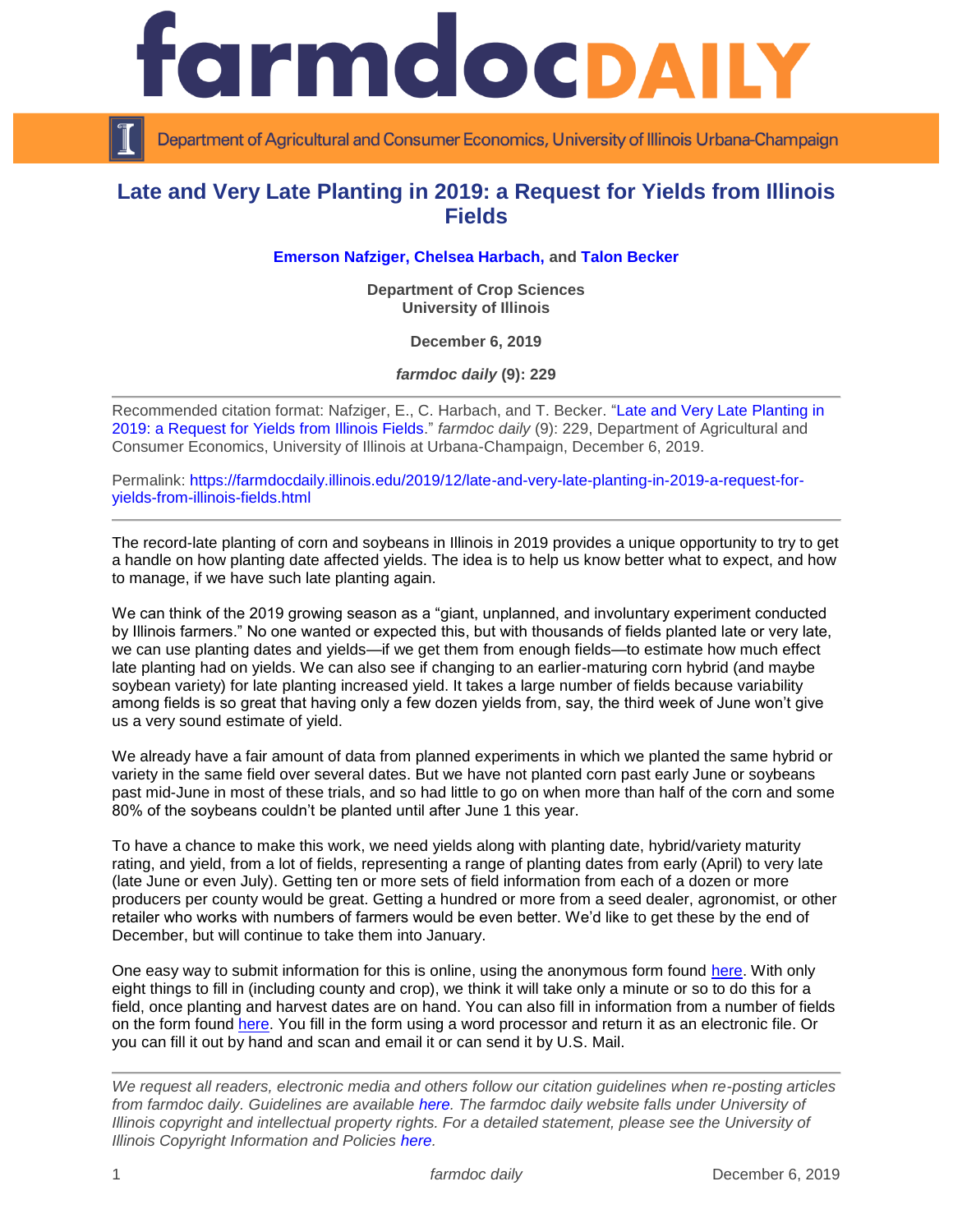# Late and Very Late Planting in 2019: a Request for Yields from Illinois Fields

**Emerson Nafziger, Chelsea Harbach, and Talon Becker**

**Department of Crop Sciences**
**University of Illinois**

**December 6, 2019**

***farmdoc daily* (9): 229**

---

Recommended citation format: Nafziger, E., C. Harbach, and T. Becker. "Late and Very Late Planting in 2019: a Request for Yields from Illinois Fields." *farmdoc daily* (9): 229, Department of Agricultural and Consumer Economics, University of Illinois at Urbana-Champaign, December 6, 2019.

Permalink: https://farmdocdaily.illinois.edu/2019/12/late-and-very-late-planting-in-2019-a-request-for-yields-from-illinois-fields.html

---

The record-late planting of corn and soybeans in Illinois in 2019 provides a unique opportunity to try to get a handle on how planting date affected yields. The idea is to help us know better what to expect, and how to manage, if we have such late planting again.

We can think of the 2019 growing season as a "giant, unplanned, and involuntary experiment conducted by Illinois farmers." No one wanted or expected this, but with thousands of fields planted late or very late, we can use planting dates and yields—if we get them from enough fields—to estimate how much effect late planting had on yields. We can also see if changing to an earlier-maturing corn hybrid (and maybe soybean variety) for late planting increased yield. It takes a large number of fields because variability among fields is so great that having only a few dozen yields from, say, the third week of June won't give us a very sound estimate of yield.

We already have a fair amount of data from planned experiments in which we planted the same hybrid or variety in the same field over several dates. But we have not planted corn past early June or soybeans past mid-June in most of these trials, and so had little to go on when more than half of the corn and some 80% of the soybeans couldn't be planted until after June 1 this year.

To have a chance to make this work, we need yields along with planting date, hybrid/variety maturity rating, and yield, from a lot of fields, representing a range of planting dates from early (April) to very late (late June or even July). Getting ten or more sets of field information from each of a dozen or more producers per county would be great. Getting a hundred or more from a seed dealer, agronomist, or other retailer who works with numbers of farmers would be even better. We'd like to get these by the end of December, but will continue to take them into January.

One easy way to submit information for this is online, using the anonymous form found here. With only eight things to fill in (including county and crop), we think it will take only a minute or so to do this for a field, once planting and harvest dates are on hand. You can also fill in information from a number of fields on the form found here. You fill in the form using a word processor and return it as an electronic file. Or you can fill it out by hand and scan and email it or can send it by U.S. Mail.

---

*We request all readers, electronic media and others follow our citation guidelines when re-posting articles from farmdoc daily. Guidelines are available here. The farmdoc daily website falls under University of Illinois copyright and intellectual property rights. For a detailed statement, please see the University of Illinois Copyright Information and Policies here.*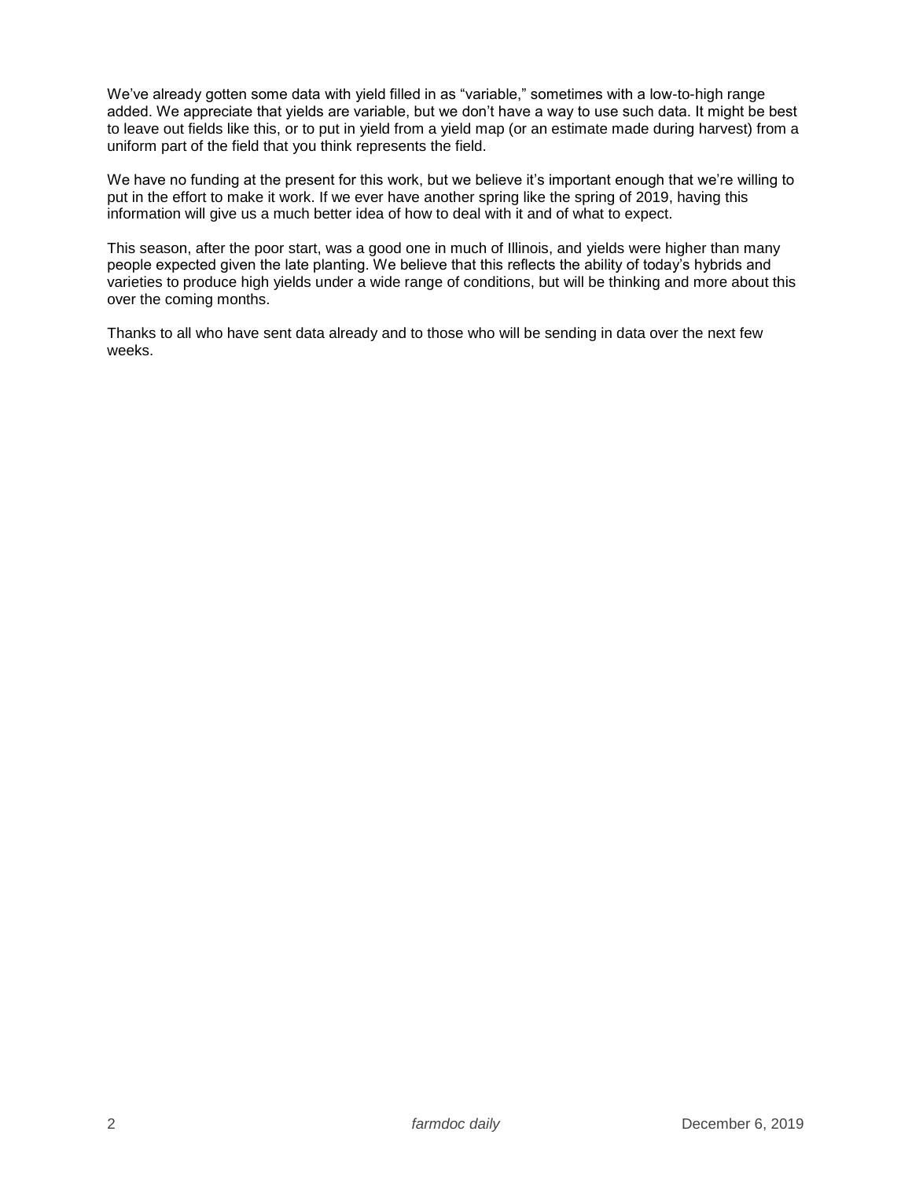We've already gotten some data with yield filled in as "variable," sometimes with a low-to-high range added. We appreciate that yields are variable, but we don't have a way to use such data. It might be best to leave out fields like this, or to put in yield from a yield map (or an estimate made during harvest) from a uniform part of the field that you think represents the field.

We have no funding at the present for this work, but we believe it's important enough that we're willing to put in the effort to make it work. If we ever have another spring like the spring of 2019, having this information will give us a much better idea of how to deal with it and of what to expect.

This season, after the poor start, was a good one in much of Illinois, and yields were higher than many people expected given the late planting. We believe that this reflects the ability of today's hybrids and varieties to produce high yields under a wide range of conditions, but will be thinking and more about this over the coming months.

Thanks to all who have sent data already and to those who will be sending in data over the next few weeks.